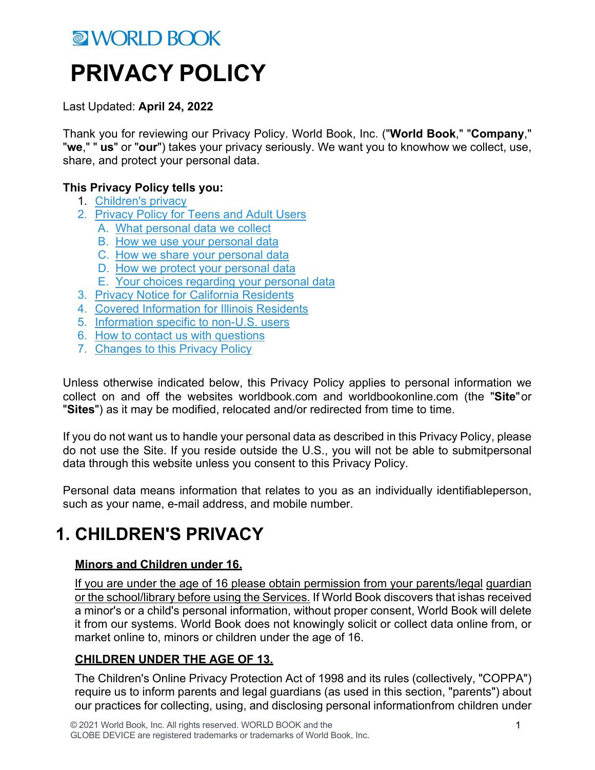WORLD BOOK

# PRIVACY POLICY

Last Updated: **April 24, 2022**

Thank you for reviewing our Privacy Policy. World Book, Inc. ("**World Book**," "**Company**," "**we**," " **us**" or "**our**") takes your privacy seriously. We want you to knowhow we collect, use, share, and protect your personal data.

**This Privacy Policy tells you:**

1. Children's privacy
2. Privacy Policy for Teens and Adult Users
   - A. What personal data we collect
   - B. How we use your personal data
   - C. How we share your personal data
   - D. How we protect your personal data
   - E. Your choices regarding your personal data
3. Privacy Notice for California Residents
4. Covered Information for Illinois Residents
5. Information specific to non-U.S. users
6. How to contact us with questions
7. Changes to this Privacy Policy

Unless otherwise indicated below, this Privacy Policy applies to personal information we collect on and off the websites worldbook.com and worldbookonline.com (the "**Site**"or "**Sites**") as it may be modified, relocated and/or redirected from time to time.

If you do not want us to handle your personal data as described in this Privacy Policy, please do not use the Site. If you reside outside the U.S., you will not be able to submitpersonal data through this website unless you consent to this Privacy Policy.

Personal data means information that relates to you as an individually identifiableperson, such as your name, e-mail address, and mobile number.

## 1. CHILDREN'S PRIVACY

### Minors and Children under 16.

If you are under the age of 16 please obtain permission from your parents/legal guardian or the school/library before using the Services. If World Book discovers that ishas received a minor's or a child's personal information, without proper consent, World Book will delete it from our systems. World Book does not knowingly solicit or collect data online from, or market online to, minors or children under the age of 16.

### CHILDREN UNDER THE AGE OF 13.

The Children's Online Privacy Protection Act of 1998 and its rules (collectively, "COPPA") require us to inform parents and legal guardians (as used in this section, "parents") about our practices for collecting, using, and disclosing personal informationfrom children under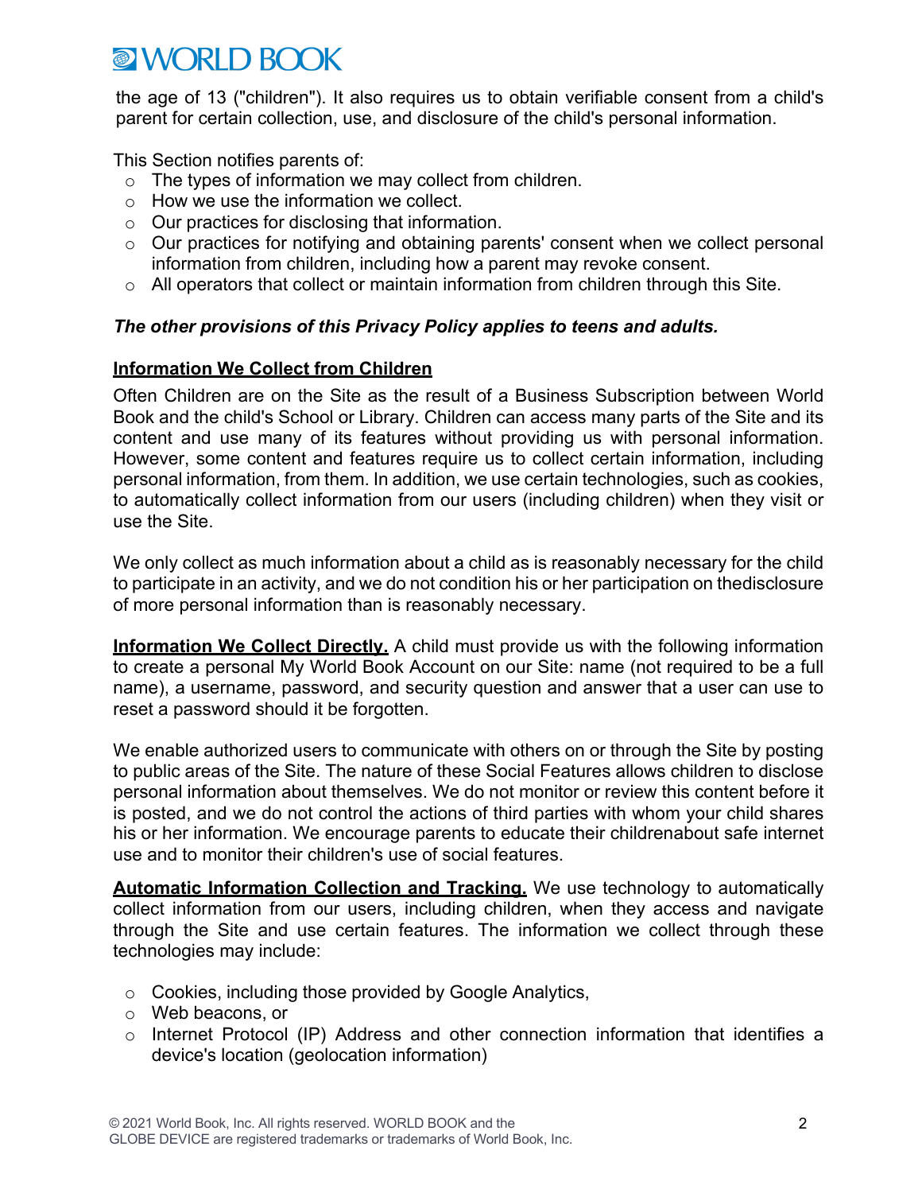the age of 13 ("children"). It also requires us to obtain verifiable consent from a child's parent for certain collection, use, and disclosure of the child's personal information.

This Section notifies parents of:

- The types of information we may collect from children.
- How we use the information we collect.
- Our practices for disclosing that information.
- Our practices for notifying and obtaining parents' consent when we collect personal information from children, including how a parent may revoke consent.
- All operators that collect or maintain information from children through this Site.

***The other provisions of this Privacy Policy applies to teens and adults.***

**Information We Collect from Children**

Often Children are on the Site as the result of a Business Subscription between World Book and the child's School or Library. Children can access many parts of the Site and its content and use many of its features without providing us with personal information. However, some content and features require us to collect certain information, including personal information, from them. In addition, we use certain technologies, such as cookies, to automatically collect information from our users (including children) when they visit or use the Site.

We only collect as much information about a child as is reasonably necessary for the child to participate in an activity, and we do not condition his or her participation on thedisclosure of more personal information than is reasonably necessary.

**Information We Collect Directly.** A child must provide us with the following information to create a personal My World Book Account on our Site: name (not required to be a full name), a username, password, and security question and answer that a user can use to reset a password should it be forgotten.

We enable authorized users to communicate with others on or through the Site by posting to public areas of the Site. The nature of these Social Features allows children to disclose personal information about themselves. We do not monitor or review this content before it is posted, and we do not control the actions of third parties with whom your child shares his or her information. We encourage parents to educate their childrenabout safe internet use and to monitor their children's use of social features.

**Automatic Information Collection and Tracking.** We use technology to automatically collect information from our users, including children, when they access and navigate through the Site and use certain features. The information we collect through these technologies may include:

- Cookies, including those provided by Google Analytics,
- Web beacons, or
- Internet Protocol (IP) Address and other connection information that identifies a device's location (geolocation information)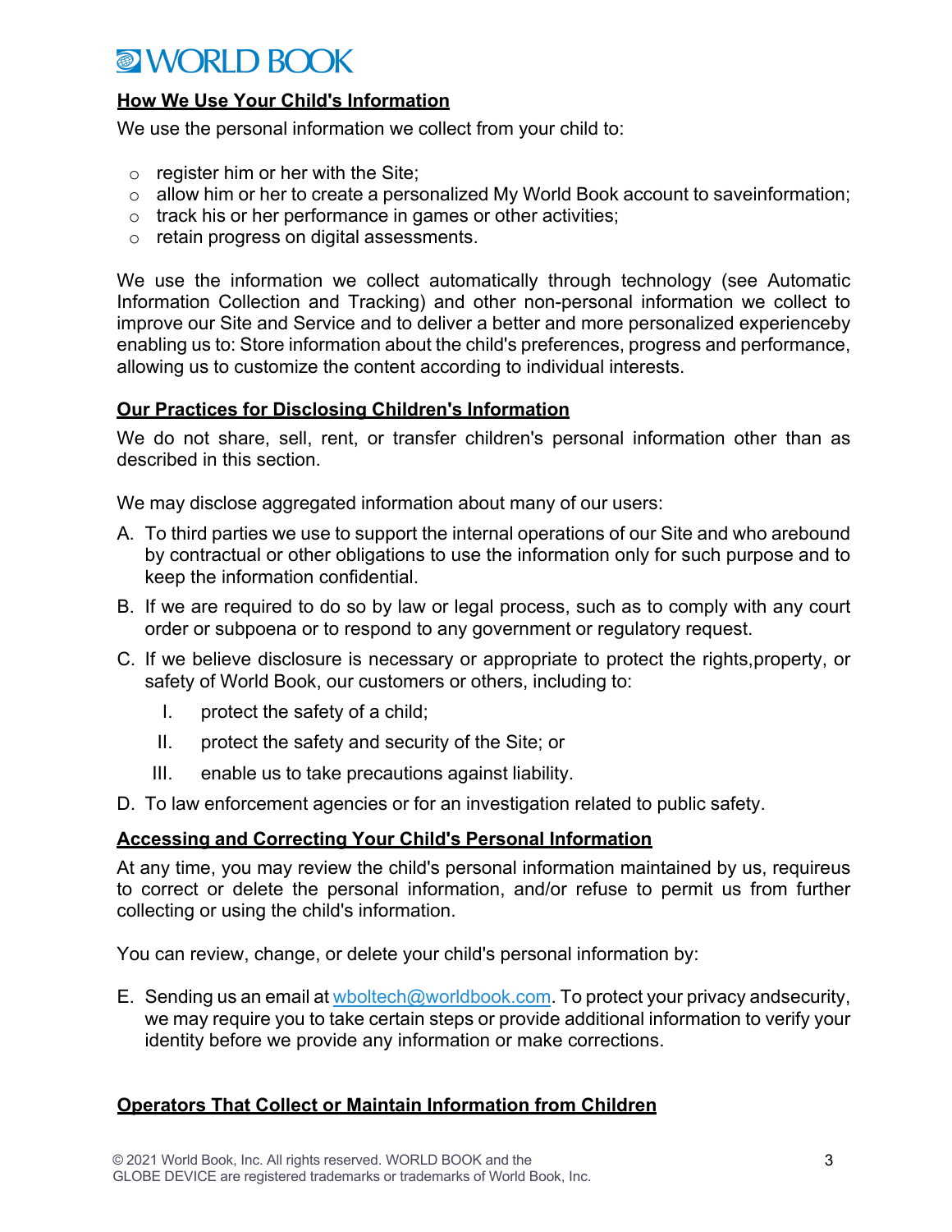## How We Use Your Child's Information

We use the personal information we collect from your child to:

- register him or her with the Site;
- allow him or her to create a personalized My World Book account to saveinformation;
- track his or her performance in games or other activities;
- retain progress on digital assessments.

We use the information we collect automatically through technology (see Automatic Information Collection and Tracking) and other non-personal information we collect to improve our Site and Service and to deliver a better and more personalized experienceby enabling us to: Store information about the child's preferences, progress and performance, allowing us to customize the content according to individual interests.

## Our Practices for Disclosing Children's Information

We do not share, sell, rent, or transfer children's personal information other than as described in this section.

We may disclose aggregated information about many of our users:

A. To third parties we use to support the internal operations of our Site and who arebound by contractual or other obligations to use the information only for such purpose and to keep the information confidential.

B. If we are required to do so by law or legal process, such as to comply with any court order or subpoena or to respond to any government or regulatory request.

C. If we believe disclosure is necessary or appropriate to protect the rights,property, or safety of World Book, our customers or others, including to:

   I. protect the safety of a child;

   II. protect the safety and security of the Site; or

   III. enable us to take precautions against liability.

D. To law enforcement agencies or for an investigation related to public safety.

## Accessing and Correcting Your Child's Personal Information

At any time, you may review the child's personal information maintained by us, requireus to correct or delete the personal information, and/or refuse to permit us from further collecting or using the child's information.

You can review, change, or delete your child's personal information by:

E. Sending us an email at wboltech@worldbook.com. To protect your privacy andsecurity, we may require you to take certain steps or provide additional information to verify your identity before we provide any information or make corrections.

## Operators That Collect or Maintain Information from Children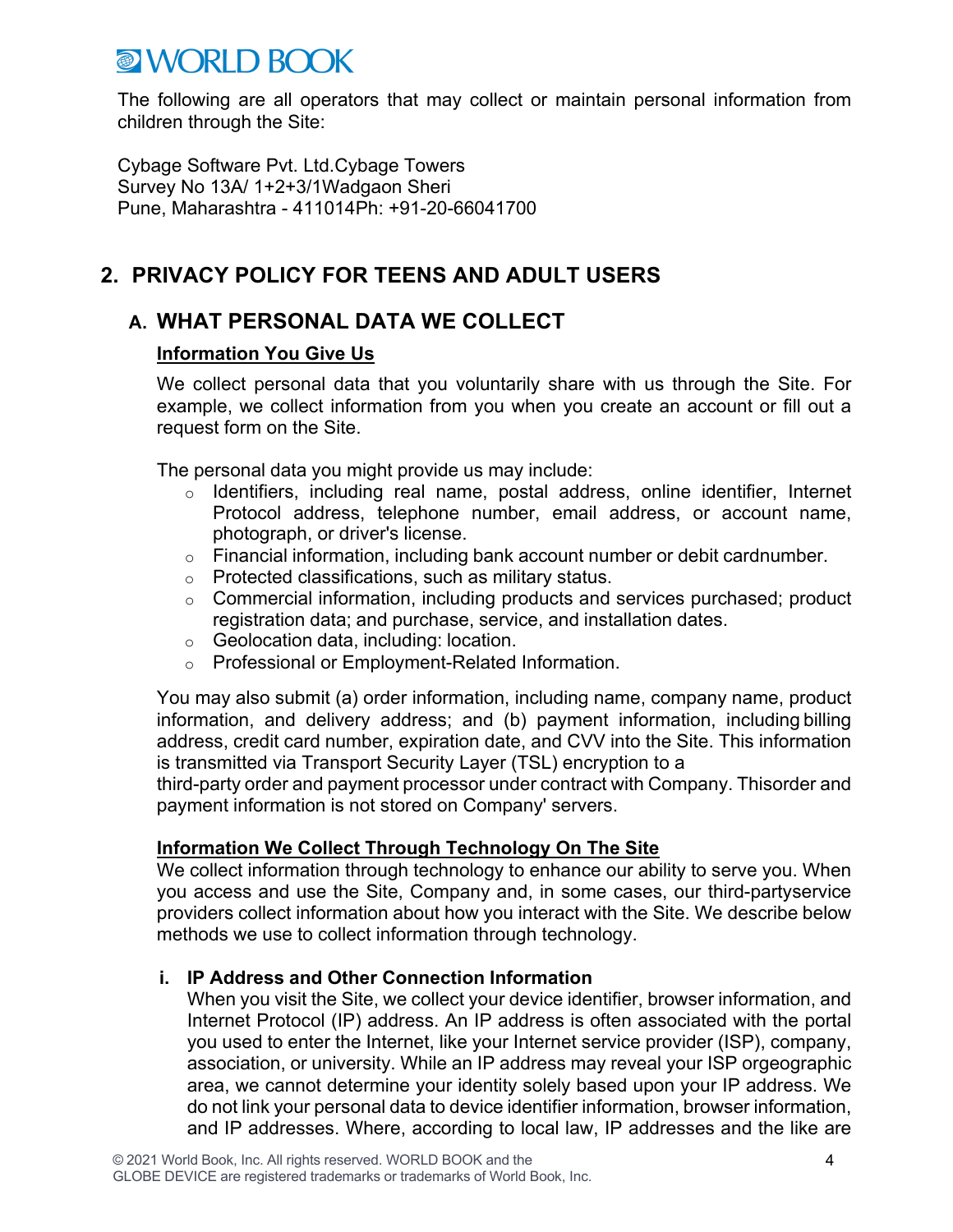The following are all operators that may collect or maintain personal information from children through the Site:

Cybage Software Pvt. Ltd.Cybage Towers
Survey No 13A/ 1+2+3/1Wadgaon Sheri
Pune, Maharashtra - 411014Ph: +91-20-66041700

## 2. PRIVACY POLICY FOR TEENS AND ADULT USERS

### A. WHAT PERSONAL DATA WE COLLECT

**Information You Give Us**

We collect personal data that you voluntarily share with us through the Site. For example, we collect information from you when you create an account or fill out a request form on the Site.

The personal data you might provide us may include:

- Identifiers, including real name, postal address, online identifier, Internet Protocol address, telephone number, email address, or account name, photograph, or driver's license.
- Financial information, including bank account number or debit cardnumber.
- Protected classifications, such as military status.
- Commercial information, including products and services purchased; product registration data; and purchase, service, and installation dates.
- Geolocation data, including: location.
- Professional or Employment-Related Information.

You may also submit (a) order information, including name, company name, product information, and delivery address; and (b) payment information, including billing address, credit card number, expiration date, and CVV into the Site. This information is transmitted via Transport Security Layer (TSL) encryption to a third-party order and payment processor under contract with Company. Thisorder and payment information is not stored on Company' servers.

**Information We Collect Through Technology On The Site**

We collect information through technology to enhance our ability to serve you. When you access and use the Site, Company and, in some cases, our third-partyservice providers collect information about how you interact with the Site. We describe below methods we use to collect information through technology.

**i. IP Address and Other Connection Information**

When you visit the Site, we collect your device identifier, browser information, and Internet Protocol (IP) address. An IP address is often associated with the portal you used to enter the Internet, like your Internet service provider (ISP), company, association, or university. While an IP address may reveal your ISP orgeographic area, we cannot determine your identity solely based upon your IP address. We do not link your personal data to device identifier information, browser information, and IP addresses. Where, according to local law, IP addresses and the like are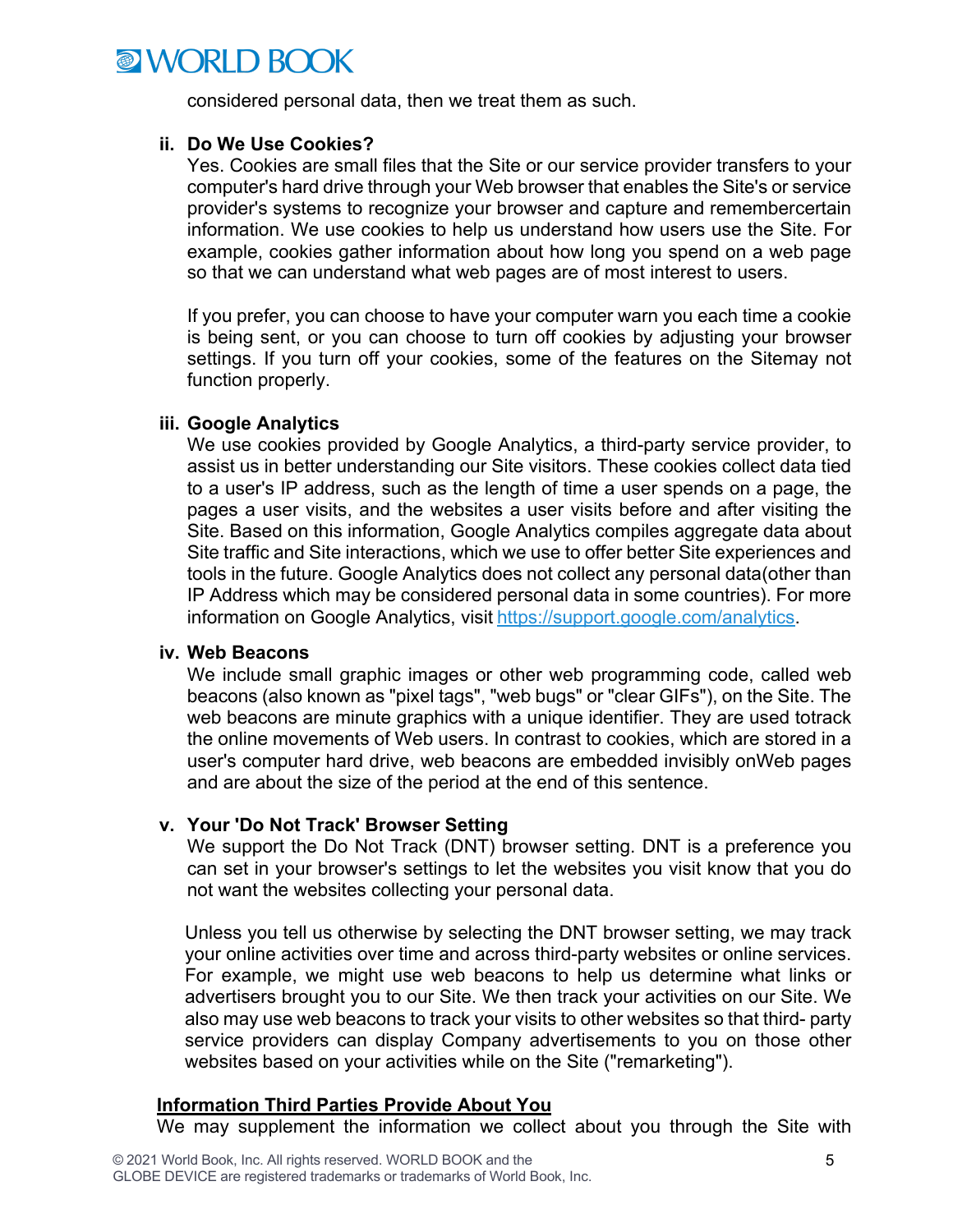considered personal data, then we treat them as such.

**ii. Do We Use Cookies?**

Yes. Cookies are small files that the Site or our service provider transfers to your computer's hard drive through your Web browser that enables the Site's or service provider's systems to recognize your browser and capture and remembercertain information. We use cookies to help us understand how users use the Site. For example, cookies gather information about how long you spend on a web page so that we can understand what web pages are of most interest to users.

If you prefer, you can choose to have your computer warn you each time a cookie is being sent, or you can choose to turn off cookies by adjusting your browser settings. If you turn off your cookies, some of the features on the Sitemay not function properly.

**iii. Google Analytics**

We use cookies provided by Google Analytics, a third-party service provider, to assist us in better understanding our Site visitors. These cookies collect data tied to a user's IP address, such as the length of time a user spends on a page, the pages a user visits, and the websites a user visits before and after visiting the Site. Based on this information, Google Analytics compiles aggregate data about Site traffic and Site interactions, which we use to offer better Site experiences and tools in the future. Google Analytics does not collect any personal data(other than IP Address which may be considered personal data in some countries). For more information on Google Analytics, visit https://support.google.com/analytics.

**iv. Web Beacons**

We include small graphic images or other web programming code, called web beacons (also known as "pixel tags", "web bugs" or "clear GIFs"), on the Site. The web beacons are minute graphics with a unique identifier. They are used totrack the online movements of Web users. In contrast to cookies, which are stored in a user's computer hard drive, web beacons are embedded invisibly onWeb pages and are about the size of the period at the end of this sentence.

**v. Your 'Do Not Track' Browser Setting**

We support the Do Not Track (DNT) browser setting. DNT is a preference you can set in your browser's settings to let the websites you visit know that you do not want the websites collecting your personal data.

Unless you tell us otherwise by selecting the DNT browser setting, we may track your online activities over time and across third-party websites or online services. For example, we might use web beacons to help us determine what links or advertisers brought you to our Site. We then track your activities on our Site. We also may use web beacons to track your visits to other websites so that third- party service providers can display Company advertisements to you on those other websites based on your activities while on the Site ("remarketing").

**<u>Information Third Parties Provide About You</u>**

We may supplement the information we collect about you through the Site with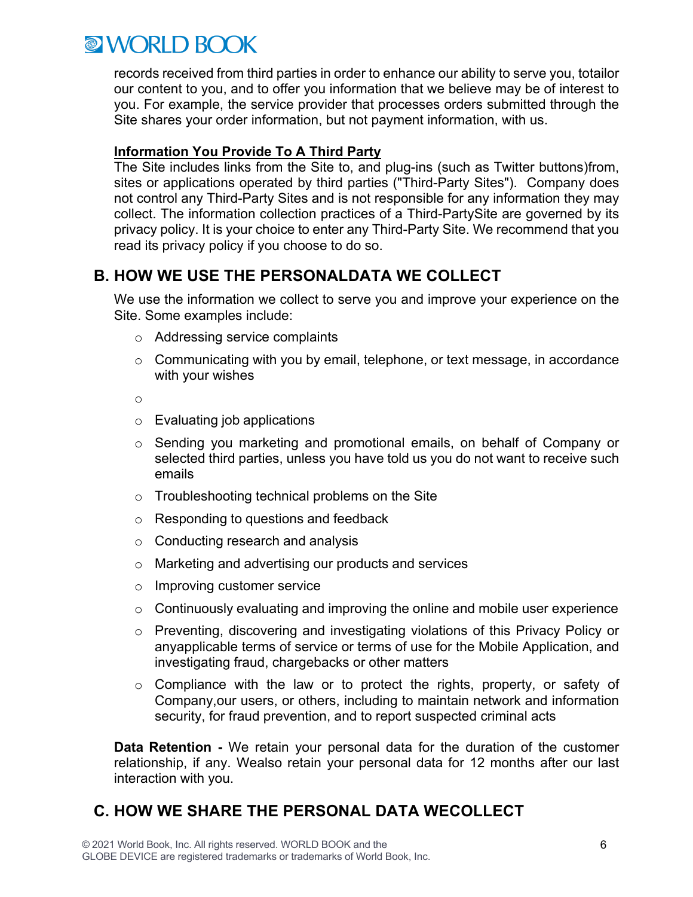records received from third parties in order to enhance our ability to serve you, totailor our content to you, and to offer you information that we believe may be of interest to you. For example, the service provider that processes orders submitted through the Site shares your order information, but not payment information, with us.

**Information You Provide To A Third Party**

The Site includes links from the Site to, and plug-ins (such as Twitter buttons)from, sites or applications operated by third parties ("Third-Party Sites"). Company does not control any Third-Party Sites and is not responsible for any information they may collect. The information collection practices of a Third-PartySite are governed by its privacy policy. It is your choice to enter any Third-Party Site. We recommend that you read its privacy policy if you choose to do so.

## B. HOW WE USE THE PERSONALDATA WE COLLECT

We use the information we collect to serve you and improve your experience on the Site. Some examples include:

- Addressing service complaints
- Communicating with you by email, telephone, or text message, in accordance with your wishes
- 
- Evaluating job applications
- Sending you marketing and promotional emails, on behalf of Company or selected third parties, unless you have told us you do not want to receive such emails
- Troubleshooting technical problems on the Site
- Responding to questions and feedback
- Conducting research and analysis
- Marketing and advertising our products and services
- Improving customer service
- Continuously evaluating and improving the online and mobile user experience
- Preventing, discovering and investigating violations of this Privacy Policy or anyapplicable terms of service or terms of use for the Mobile Application, and investigating fraud, chargebacks or other matters
- Compliance with the law or to protect the rights, property, or safety of Company,our users, or others, including to maintain network and information security, for fraud prevention, and to report suspected criminal acts

**Data Retention -** We retain your personal data for the duration of the customer relationship, if any. Wealso retain your personal data for 12 months after our last interaction with you.

## C. HOW WE SHARE THE PERSONAL DATA WECOLLECT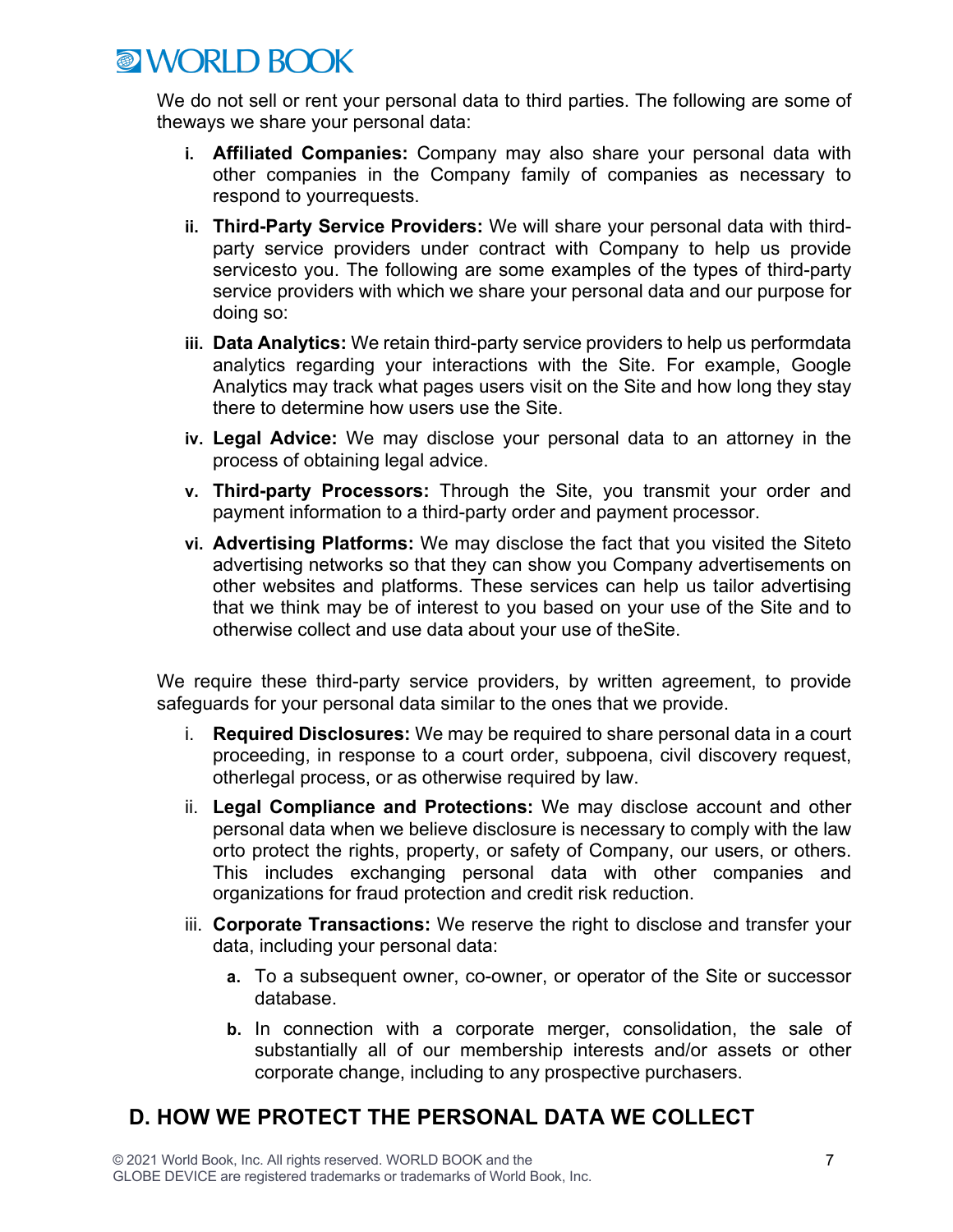We do not sell or rent your personal data to third parties. The following are some of theways we share your personal data:

i. **Affiliated Companies:** Company may also share your personal data with other companies in the Company family of companies as necessary to respond to yourrequests.

ii. **Third-Party Service Providers:** We will share your personal data with third-party service providers under contract with Company to help us provide servicesto you. The following are some examples of the types of third-party service providers with which we share your personal data and our purpose for doing so:

iii. **Data Analytics:** We retain third-party service providers to help us performdata analytics regarding your interactions with the Site. For example, Google Analytics may track what pages users visit on the Site and how long they stay there to determine how users use the Site.

iv. **Legal Advice:** We may disclose your personal data to an attorney in the process of obtaining legal advice.

v. **Third-party Processors:** Through the Site, you transmit your order and payment information to a third-party order and payment processor.

vi. **Advertising Platforms:** We may disclose the fact that you visited the Siteto advertising networks so that they can show you Company advertisements on other websites and platforms. These services can help us tailor advertising that we think may be of interest to you based on your use of the Site and to otherwise collect and use data about your use of theSite.

We require these third-party service providers, by written agreement, to provide safeguards for your personal data similar to the ones that we provide.

i. **Required Disclosures:** We may be required to share personal data in a court proceeding, in response to a court order, subpoena, civil discovery request, otherlegal process, or as otherwise required by law.

ii. **Legal Compliance and Protections:** We may disclose account and other personal data when we believe disclosure is necessary to comply with the law orto protect the rights, property, or safety of Company, our users, or others. This includes exchanging personal data with other companies and organizations for fraud protection and credit risk reduction.

iii. **Corporate Transactions:** We reserve the right to disclose and transfer your data, including your personal data:

   a. To a subsequent owner, co-owner, or operator of the Site or successor database.

   b. In connection with a corporate merger, consolidation, the sale of substantially all of our membership interests and/or assets or other corporate change, including to any prospective purchasers.

## D. HOW WE PROTECT THE PERSONAL DATA WE COLLECT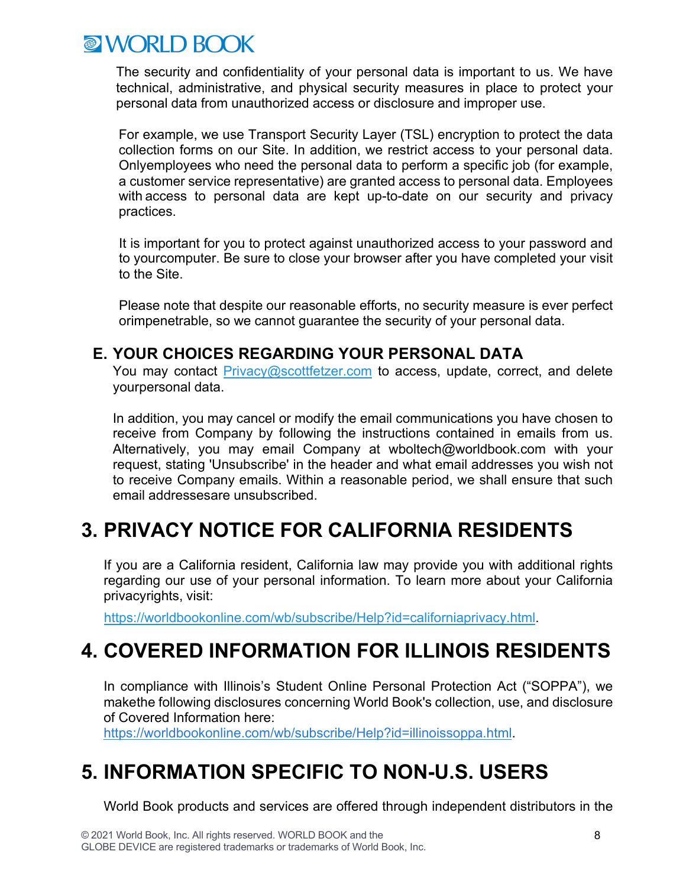The security and confidentiality of your personal data is important to us. We have technical, administrative, and physical security measures in place to protect your personal data from unauthorized access or disclosure and improper use.

For example, we use Transport Security Layer (TSL) encryption to protect the data collection forms on our Site. In addition, we restrict access to your personal data. Onlyemployees who need the personal data to perform a specific job (for example, a customer service representative) are granted access to personal data. Employees with access to personal data are kept up-to-date on our security and privacy practices.

It is important for you to protect against unauthorized access to your password and to yourcomputer. Be sure to close your browser after you have completed your visit to the Site.

Please note that despite our reasonable efforts, no security measure is ever perfect orimpenetrable, so we cannot guarantee the security of your personal data.

### E. YOUR CHOICES REGARDING YOUR PERSONAL DATA

You may contact [Privacy@scottfetzer.com](mailto:Privacy@scottfetzer.com) to access, update, correct, and delete yourpersonal data.

In addition, you may cancel or modify the email communications you have chosen to receive from Company by following the instructions contained in emails from us. Alternatively, you may email Company at wboltech@worldbook.com with your request, stating 'Unsubscribe' in the header and what email addresses you wish not to receive Company emails. Within a reasonable period, we shall ensure that such email addressesare unsubscribed.

## 3. PRIVACY NOTICE FOR CALIFORNIA RESIDENTS

If you are a California resident, California law may provide you with additional rights regarding our use of your personal information. To learn more about your California privacyrights, visit:

[https://worldbookonline.com/wb/subscribe/Help?id=californiaprivacy.html](https://worldbookonline.com/wb/subscribe/Help?id=californiaprivacy.html).

## 4. COVERED INFORMATION FOR ILLINOIS RESIDENTS

In compliance with Illinois's Student Online Personal Protection Act ("SOPPA"), we makethe following disclosures concerning World Book's collection, use, and disclosure of Covered Information here:
[https://worldbookonline.com/wb/subscribe/Help?id=illinoissoppa.html](https://worldbookonline.com/wb/subscribe/Help?id=illinoissoppa.html).

## 5. INFORMATION SPECIFIC TO NON-U.S. USERS

World Book products and services are offered through independent distributors in the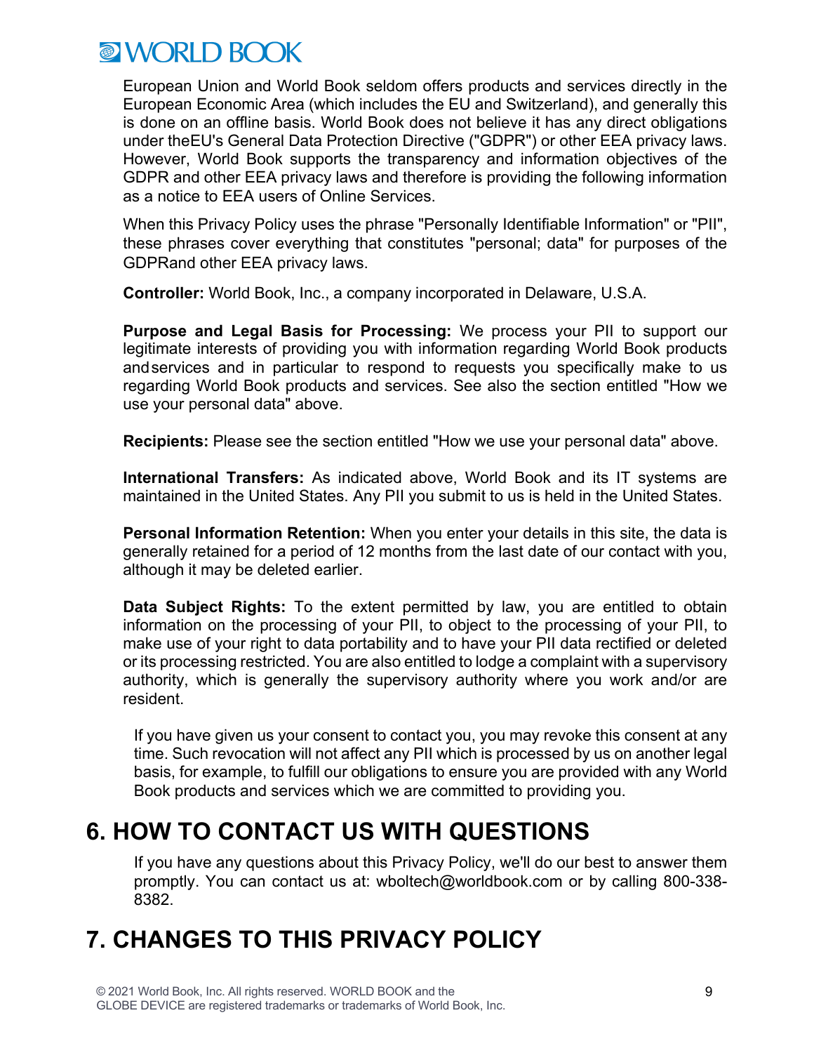European Union and World Book seldom offers products and services directly in the European Economic Area (which includes the EU and Switzerland), and generally this is done on an offline basis. World Book does not believe it has any direct obligations under theEU's General Data Protection Directive ("GDPR") or other EEA privacy laws. However, World Book supports the transparency and information objectives of the GDPR and other EEA privacy laws and therefore is providing the following information as a notice to EEA users of Online Services.

When this Privacy Policy uses the phrase "Personally Identifiable Information" or "PII", these phrases cover everything that constitutes "personal; data" for purposes of the GDPRand other EEA privacy laws.

**Controller:** World Book, Inc., a company incorporated in Delaware, U.S.A.

**Purpose and Legal Basis for Processing:** We process your PII to support our legitimate interests of providing you with information regarding World Book products andservices and in particular to respond to requests you specifically make to us regarding World Book products and services. See also the section entitled "How we use your personal data" above.

**Recipients:** Please see the section entitled "How we use your personal data" above.

**International Transfers:** As indicated above, World Book and its IT systems are maintained in the United States. Any PII you submit to us is held in the United States.

**Personal Information Retention:** When you enter your details in this site, the data is generally retained for a period of 12 months from the last date of our contact with you, although it may be deleted earlier.

**Data Subject Rights:** To the extent permitted by law, you are entitled to obtain information on the processing of your PII, to object to the processing of your PII, to make use of your right to data portability and to have your PII data rectified or deleted or its processing restricted. You are also entitled to lodge a complaint with a supervisory authority, which is generally the supervisory authority where you work and/or are resident.

If you have given us your consent to contact you, you may revoke this consent at any time. Such revocation will not affect any PII which is processed by us on another legal basis, for example, to fulfill our obligations to ensure you are provided with any World Book products and services which we are committed to providing you.

## 6. HOW TO CONTACT US WITH QUESTIONS

If you have any questions about this Privacy Policy, we'll do our best to answer them promptly. You can contact us at: wboltech@worldbook.com or by calling 800-338-8382.

## 7. CHANGES TO THIS PRIVACY POLICY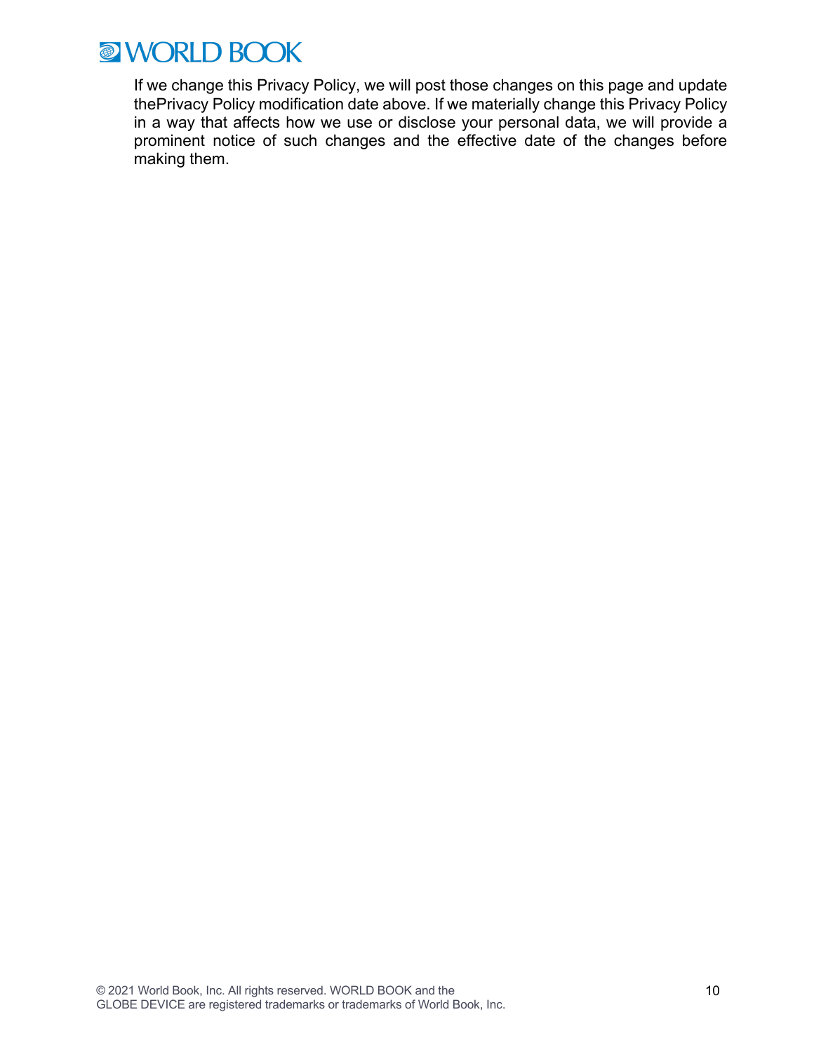If we change this Privacy Policy, we will post those changes on this page and update thePrivacy Policy modification date above. If we materially change this Privacy Policy in a way that affects how we use or disclose your personal data, we will provide a prominent notice of such changes and the effective date of the changes before making them.